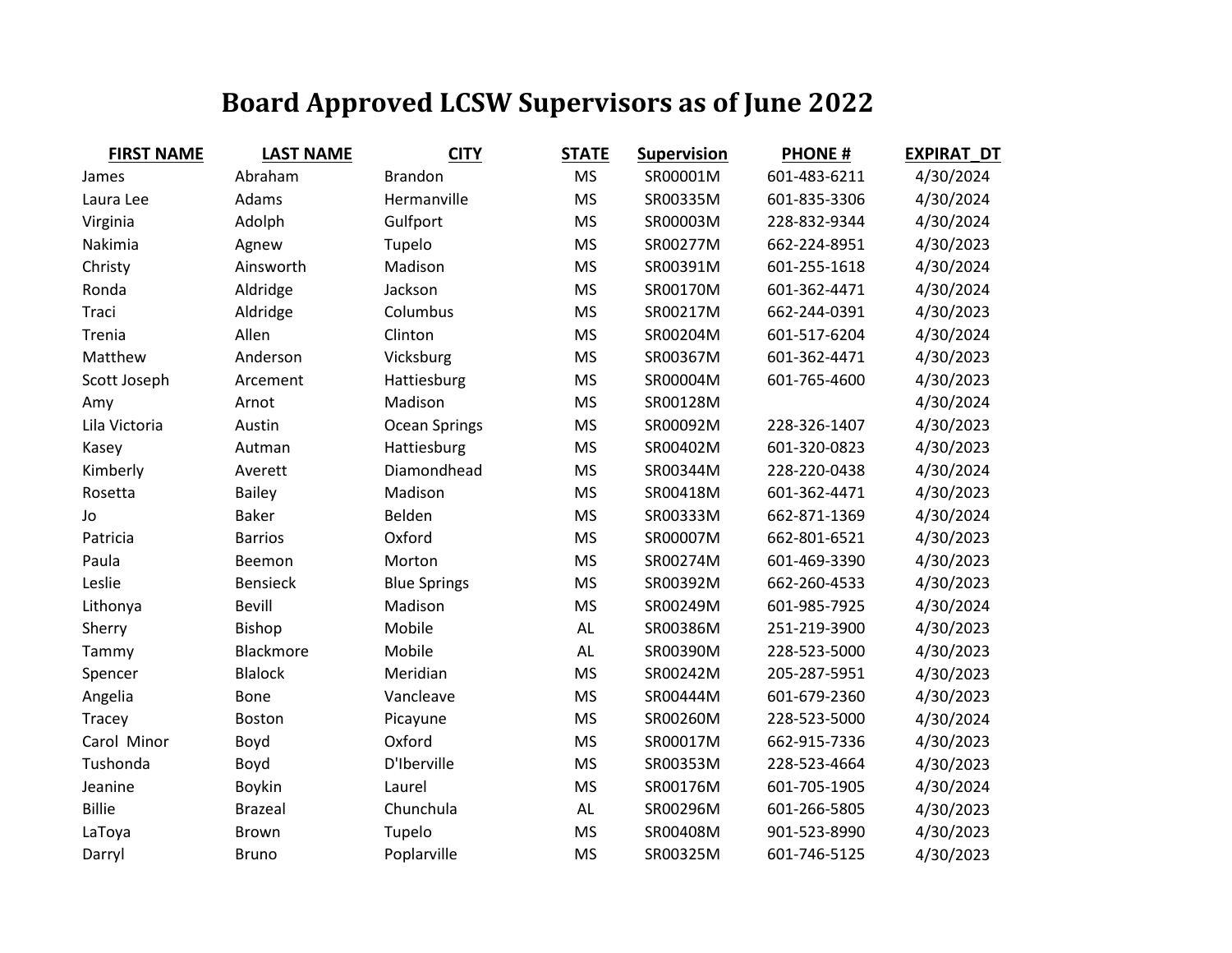# Board Approved LCSW Supervisors as of June 2022

| FIRST NAME | LAST NAME | CITY | STATE | Supervision | PHONE # | EXPIRAT_DT |
|---|---|---|---|---|---|---|
| James | Abraham | Brandon | MS | SR00001M | 601-483-6211 | 4/30/2024 |
| Laura Lee | Adams | Hermanville | MS | SR00335M | 601-835-3306 | 4/30/2024 |
| Virginia | Adolph | Gulfport | MS | SR00003M | 228-832-9344 | 4/30/2024 |
| Nakimia | Agnew | Tupelo | MS | SR00277M | 662-224-8951 | 4/30/2023 |
| Christy | Ainsworth | Madison | MS | SR00391M | 601-255-1618 | 4/30/2024 |
| Ronda | Aldridge | Jackson | MS | SR00170M | 601-362-4471 | 4/30/2024 |
| Traci | Aldridge | Columbus | MS | SR00217M | 662-244-0391 | 4/30/2023 |
| Trenia | Allen | Clinton | MS | SR00204M | 601-517-6204 | 4/30/2024 |
| Matthew | Anderson | Vicksburg | MS | SR00367M | 601-362-4471 | 4/30/2023 |
| Scott Joseph | Arcement | Hattiesburg | MS | SR00004M | 601-765-4600 | 4/30/2023 |
| Amy | Arnot | Madison | MS | SR00128M | | 4/30/2024 |
| Lila Victoria | Austin | Ocean Springs | MS | SR00092M | 228-326-1407 | 4/30/2023 |
| Kasey | Autman | Hattiesburg | MS | SR00402M | 601-320-0823 | 4/30/2023 |
| Kimberly | Averett | Diamondhead | MS | SR00344M | 228-220-0438 | 4/30/2024 |
| Rosetta | Bailey | Madison | MS | SR00418M | 601-362-4471 | 4/30/2023 |
| Jo | Baker | Belden | MS | SR00333M | 662-871-1369 | 4/30/2024 |
| Patricia | Barrios | Oxford | MS | SR00007M | 662-801-6521 | 4/30/2023 |
| Paula | Beemon | Morton | MS | SR00274M | 601-469-3390 | 4/30/2023 |
| Leslie | Bensieck | Blue Springs | MS | SR00392M | 662-260-4533 | 4/30/2023 |
| Lithonya | Bevill | Madison | MS | SR00249M | 601-985-7925 | 4/30/2024 |
| Sherry | Bishop | Mobile | AL | SR00386M | 251-219-3900 | 4/30/2023 |
| Tammy | Blackmore | Mobile | AL | SR00390M | 228-523-5000 | 4/30/2023 |
| Spencer | Blalock | Meridian | MS | SR00242M | 205-287-5951 | 4/30/2023 |
| Angelia | Bone | Vancleave | MS | SR00444M | 601-679-2360 | 4/30/2023 |
| Tracey | Boston | Picayune | MS | SR00260M | 228-523-5000 | 4/30/2024 |
| Carol Minor | Boyd | Oxford | MS | SR00017M | 662-915-7336 | 4/30/2023 |
| Tushonda | Boyd | D'Iberville | MS | SR00353M | 228-523-4664 | 4/30/2023 |
| Jeanine | Boykin | Laurel | MS | SR00176M | 601-705-1905 | 4/30/2024 |
| Billie | Brazeal | Chunchula | AL | SR00296M | 601-266-5805 | 4/30/2023 |
| LaToya | Brown | Tupelo | MS | SR00408M | 901-523-8990 | 4/30/2023 |
| Darryl | Bruno | Poplarville | MS | SR00325M | 601-746-5125 | 4/30/2023 |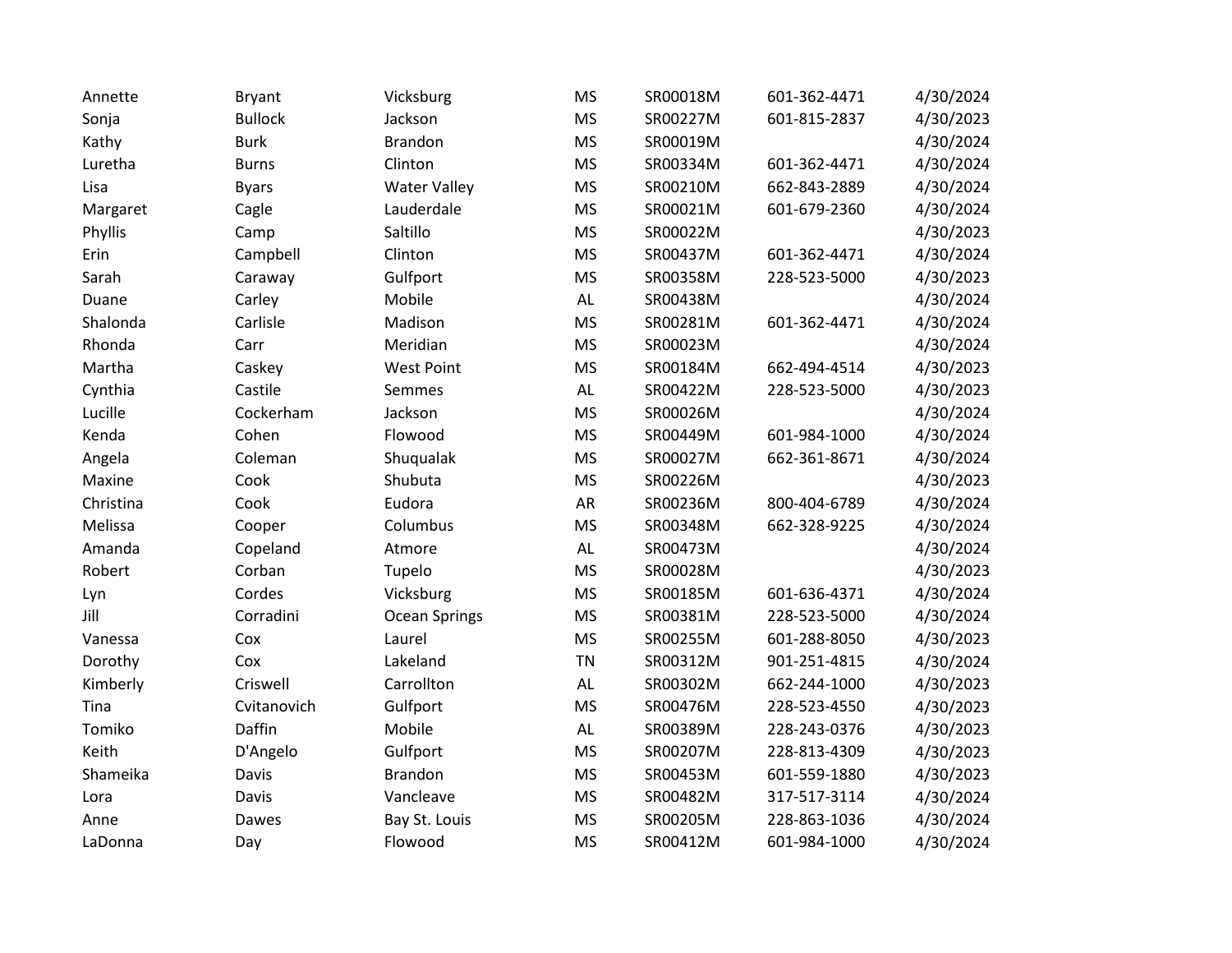| | | | | | | |
|---|---|---|---|---|---|---|
| Annette | Bryant | Vicksburg | MS | SR00018M | 601-362-4471 | 4/30/2024 |
| Sonja | Bullock | Jackson | MS | SR00227M | 601-815-2837 | 4/30/2023 |
| Kathy | Burk | Brandon | MS | SR00019M | | 4/30/2024 |
| Luretha | Burns | Clinton | MS | SR00334M | 601-362-4471 | 4/30/2024 |
| Lisa | Byars | Water Valley | MS | SR00210M | 662-843-2889 | 4/30/2024 |
| Margaret | Cagle | Lauderdale | MS | SR00021M | 601-679-2360 | 4/30/2024 |
| Phyllis | Camp | Saltillo | MS | SR00022M | | 4/30/2023 |
| Erin | Campbell | Clinton | MS | SR00437M | 601-362-4471 | 4/30/2024 |
| Sarah | Caraway | Gulfport | MS | SR00358M | 228-523-5000 | 4/30/2023 |
| Duane | Carley | Mobile | AL | SR00438M | | 4/30/2024 |
| Shalonda | Carlisle | Madison | MS | SR00281M | 601-362-4471 | 4/30/2024 |
| Rhonda | Carr | Meridian | MS | SR00023M | | 4/30/2024 |
| Martha | Caskey | West Point | MS | SR00184M | 662-494-4514 | 4/30/2023 |
| Cynthia | Castile | Semmes | AL | SR00422M | 228-523-5000 | 4/30/2023 |
| Lucille | Cockerham | Jackson | MS | SR00026M | | 4/30/2024 |
| Kenda | Cohen | Flowood | MS | SR00449M | 601-984-1000 | 4/30/2024 |
| Angela | Coleman | Shuqualak | MS | SR00027M | 662-361-8671 | 4/30/2024 |
| Maxine | Cook | Shubuta | MS | SR00226M | | 4/30/2023 |
| Christina | Cook | Eudora | AR | SR00236M | 800-404-6789 | 4/30/2024 |
| Melissa | Cooper | Columbus | MS | SR00348M | 662-328-9225 | 4/30/2024 |
| Amanda | Copeland | Atmore | AL | SR00473M | | 4/30/2024 |
| Robert | Corban | Tupelo | MS | SR00028M | | 4/30/2023 |
| Lyn | Cordes | Vicksburg | MS | SR00185M | 601-636-4371 | 4/30/2024 |
| Jill | Corradini | Ocean Springs | MS | SR00381M | 228-523-5000 | 4/30/2024 |
| Vanessa | Cox | Laurel | MS | SR00255M | 601-288-8050 | 4/30/2023 |
| Dorothy | Cox | Lakeland | TN | SR00312M | 901-251-4815 | 4/30/2024 |
| Kimberly | Criswell | Carrollton | AL | SR00302M | 662-244-1000 | 4/30/2023 |
| Tina | Cvitanovich | Gulfport | MS | SR00476M | 228-523-4550 | 4/30/2023 |
| Tomiko | Daffin | Mobile | AL | SR00389M | 228-243-0376 | 4/30/2023 |
| Keith | D'Angelo | Gulfport | MS | SR00207M | 228-813-4309 | 4/30/2023 |
| Shameika | Davis | Brandon | MS | SR00453M | 601-559-1880 | 4/30/2023 |
| Lora | Davis | Vancleave | MS | SR00482M | 317-517-3114 | 4/30/2024 |
| Anne | Dawes | Bay St. Louis | MS | SR00205M | 228-863-1036 | 4/30/2024 |
| LaDonna | Day | Flowood | MS | SR00412M | 601-984-1000 | 4/30/2024 |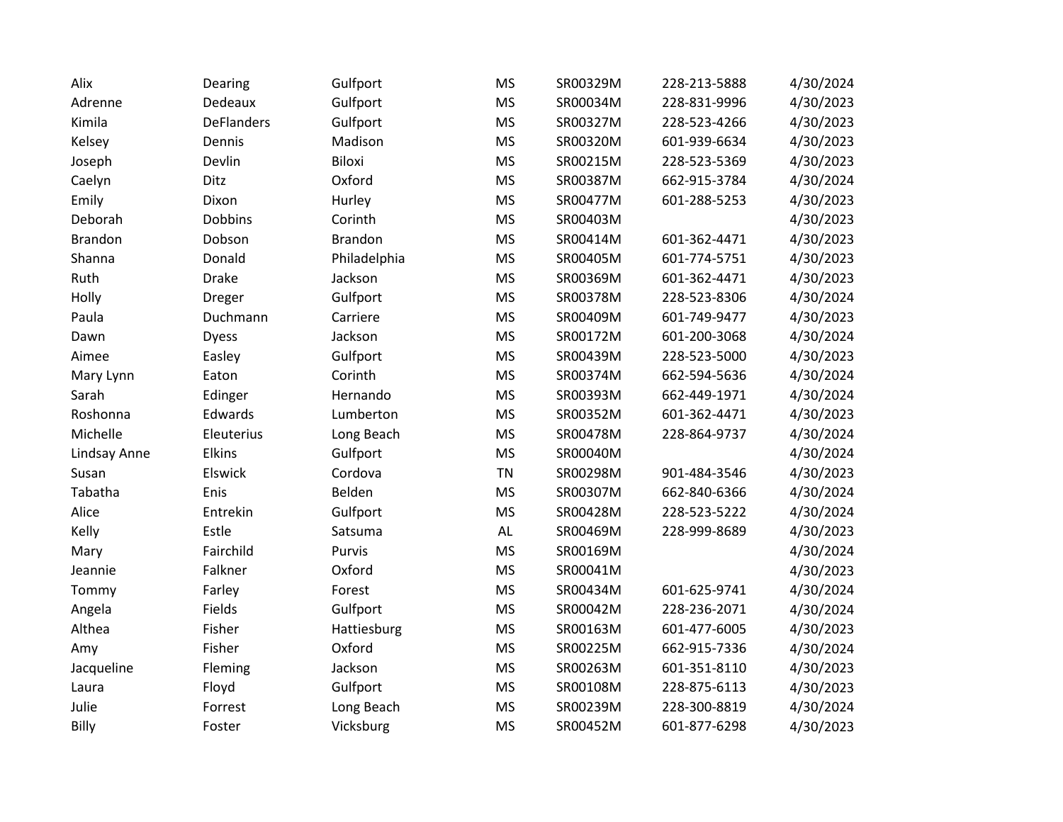| | | | | | | |
|---|---|---|---|---|---|---|
| Alix | Dearing | Gulfport | MS | SR00329M | 228-213-5888 | 4/30/2024 |
| Adrenne | Dedeaux | Gulfport | MS | SR00034M | 228-831-9996 | 4/30/2023 |
| Kimila | DeFlanders | Gulfport | MS | SR00327M | 228-523-4266 | 4/30/2023 |
| Kelsey | Dennis | Madison | MS | SR00320M | 601-939-6634 | 4/30/2023 |
| Joseph | Devlin | Biloxi | MS | SR00215M | 228-523-5369 | 4/30/2023 |
| Caelyn | Ditz | Oxford | MS | SR00387M | 662-915-3784 | 4/30/2024 |
| Emily | Dixon | Hurley | MS | SR00477M | 601-288-5253 | 4/30/2023 |
| Deborah | Dobbins | Corinth | MS | SR00403M | | 4/30/2023 |
| Brandon | Dobson | Brandon | MS | SR00414M | 601-362-4471 | 4/30/2023 |
| Shanna | Donald | Philadelphia | MS | SR00405M | 601-774-5751 | 4/30/2023 |
| Ruth | Drake | Jackson | MS | SR00369M | 601-362-4471 | 4/30/2023 |
| Holly | Dreger | Gulfport | MS | SR00378M | 228-523-8306 | 4/30/2024 |
| Paula | Duchmann | Carriere | MS | SR00409M | 601-749-9477 | 4/30/2023 |
| Dawn | Dyess | Jackson | MS | SR00172M | 601-200-3068 | 4/30/2024 |
| Aimee | Easley | Gulfport | MS | SR00439M | 228-523-5000 | 4/30/2023 |
| Mary Lynn | Eaton | Corinth | MS | SR00374M | 662-594-5636 | 4/30/2024 |
| Sarah | Edinger | Hernando | MS | SR00393M | 662-449-1971 | 4/30/2024 |
| Roshonna | Edwards | Lumberton | MS | SR00352M | 601-362-4471 | 4/30/2023 |
| Michelle | Eleuterius | Long Beach | MS | SR00478M | 228-864-9737 | 4/30/2024 |
| Lindsay Anne | Elkins | Gulfport | MS | SR00040M | | 4/30/2024 |
| Susan | Elswick | Cordova | TN | SR00298M | 901-484-3546 | 4/30/2023 |
| Tabatha | Enis | Belden | MS | SR00307M | 662-840-6366 | 4/30/2024 |
| Alice | Entrekin | Gulfport | MS | SR00428M | 228-523-5222 | 4/30/2024 |
| Kelly | Estle | Satsuma | AL | SR00469M | 228-999-8689 | 4/30/2023 |
| Mary | Fairchild | Purvis | MS | SR00169M | | 4/30/2024 |
| Jeannie | Falkner | Oxford | MS | SR00041M | | 4/30/2023 |
| Tommy | Farley | Forest | MS | SR00434M | 601-625-9741 | 4/30/2024 |
| Angela | Fields | Gulfport | MS | SR00042M | 228-236-2071 | 4/30/2024 |
| Althea | Fisher | Hattiesburg | MS | SR00163M | 601-477-6005 | 4/30/2023 |
| Amy | Fisher | Oxford | MS | SR00225M | 662-915-7336 | 4/30/2024 |
| Jacqueline | Fleming | Jackson | MS | SR00263M | 601-351-8110 | 4/30/2023 |
| Laura | Floyd | Gulfport | MS | SR00108M | 228-875-6113 | 4/30/2023 |
| Julie | Forrest | Long Beach | MS | SR00239M | 228-300-8819 | 4/30/2024 |
| Billy | Foster | Vicksburg | MS | SR00452M | 601-877-6298 | 4/30/2023 |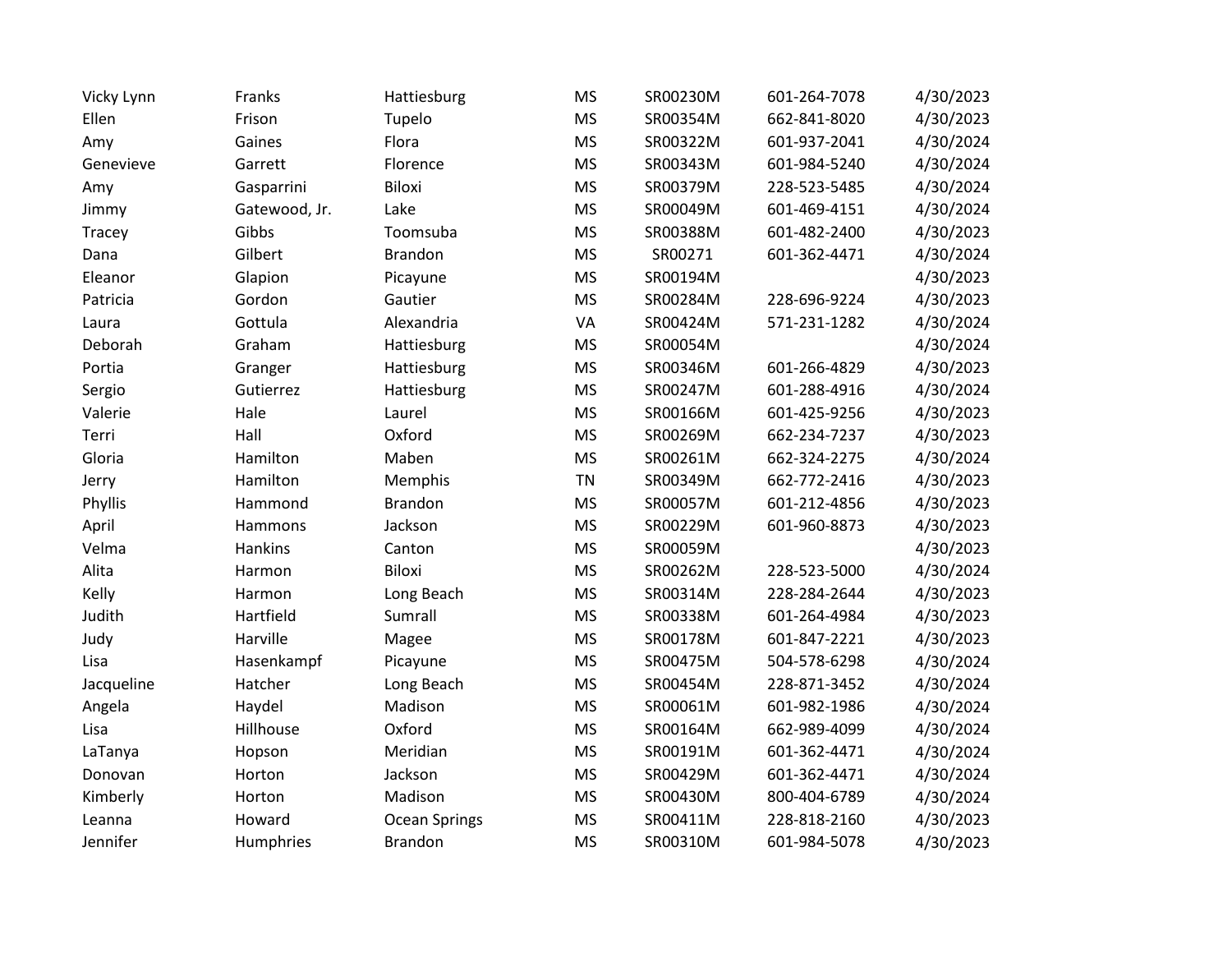| | | | | | | |
|---|---|---|---|---|---|---|
| Vicky Lynn | Franks | Hattiesburg | MS | SR00230M | 601-264-7078 | 4/30/2023 |
| Ellen | Frison | Tupelo | MS | SR00354M | 662-841-8020 | 4/30/2023 |
| Amy | Gaines | Flora | MS | SR00322M | 601-937-2041 | 4/30/2024 |
| Genevieve | Garrett | Florence | MS | SR00343M | 601-984-5240 | 4/30/2024 |
| Amy | Gasparrini | Biloxi | MS | SR00379M | 228-523-5485 | 4/30/2024 |
| Jimmy | Gatewood, Jr. | Lake | MS | SR00049M | 601-469-4151 | 4/30/2024 |
| Tracey | Gibbs | Toomsuba | MS | SR00388M | 601-482-2400 | 4/30/2023 |
| Dana | Gilbert | Brandon | MS | SR00271 | 601-362-4471 | 4/30/2024 |
| Eleanor | Glapion | Picayune | MS | SR00194M | | 4/30/2023 |
| Patricia | Gordon | Gautier | MS | SR00284M | 228-696-9224 | 4/30/2023 |
| Laura | Gottula | Alexandria | VA | SR00424M | 571-231-1282 | 4/30/2024 |
| Deborah | Graham | Hattiesburg | MS | SR00054M | | 4/30/2024 |
| Portia | Granger | Hattiesburg | MS | SR00346M | 601-266-4829 | 4/30/2023 |
| Sergio | Gutierrez | Hattiesburg | MS | SR00247M | 601-288-4916 | 4/30/2024 |
| Valerie | Hale | Laurel | MS | SR00166M | 601-425-9256 | 4/30/2023 |
| Terri | Hall | Oxford | MS | SR00269M | 662-234-7237 | 4/30/2023 |
| Gloria | Hamilton | Maben | MS | SR00261M | 662-324-2275 | 4/30/2024 |
| Jerry | Hamilton | Memphis | TN | SR00349M | 662-772-2416 | 4/30/2023 |
| Phyllis | Hammond | Brandon | MS | SR00057M | 601-212-4856 | 4/30/2023 |
| April | Hammons | Jackson | MS | SR00229M | 601-960-8873 | 4/30/2023 |
| Velma | Hankins | Canton | MS | SR00059M | | 4/30/2023 |
| Alita | Harmon | Biloxi | MS | SR00262M | 228-523-5000 | 4/30/2024 |
| Kelly | Harmon | Long Beach | MS | SR00314M | 228-284-2644 | 4/30/2023 |
| Judith | Hartfield | Sumrall | MS | SR00338M | 601-264-4984 | 4/30/2023 |
| Judy | Harville | Magee | MS | SR00178M | 601-847-2221 | 4/30/2023 |
| Lisa | Hasenkampf | Picayune | MS | SR00475M | 504-578-6298 | 4/30/2024 |
| Jacqueline | Hatcher | Long Beach | MS | SR00454M | 228-871-3452 | 4/30/2024 |
| Angela | Haydel | Madison | MS | SR00061M | 601-982-1986 | 4/30/2024 |
| Lisa | Hillhouse | Oxford | MS | SR00164M | 662-989-4099 | 4/30/2024 |
| LaTanya | Hopson | Meridian | MS | SR00191M | 601-362-4471 | 4/30/2024 |
| Donovan | Horton | Jackson | MS | SR00429M | 601-362-4471 | 4/30/2024 |
| Kimberly | Horton | Madison | MS | SR00430M | 800-404-6789 | 4/30/2024 |
| Leanna | Howard | Ocean Springs | MS | SR00411M | 228-818-2160 | 4/30/2023 |
| Jennifer | Humphries | Brandon | MS | SR00310M | 601-984-5078 | 4/30/2023 |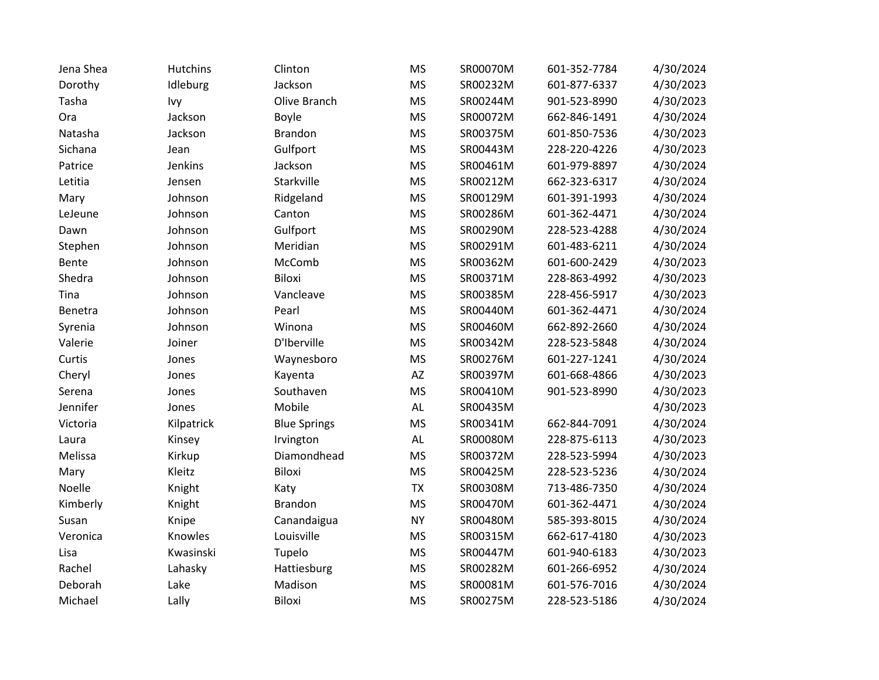| | | | | | | |
|---|---|---|---|---|---|---|
| Jena Shea | Hutchins | Clinton | MS | SR00070M | 601-352-7784 | 4/30/2024 |
| Dorothy | Idleburg | Jackson | MS | SR00232M | 601-877-6337 | 4/30/2023 |
| Tasha | Ivy | Olive Branch | MS | SR00244M | 901-523-8990 | 4/30/2023 |
| Ora | Jackson | Boyle | MS | SR00072M | 662-846-1491 | 4/30/2024 |
| Natasha | Jackson | Brandon | MS | SR00375M | 601-850-7536 | 4/30/2023 |
| Sichana | Jean | Gulfport | MS | SR00443M | 228-220-4226 | 4/30/2023 |
| Patrice | Jenkins | Jackson | MS | SR00461M | 601-979-8897 | 4/30/2024 |
| Letitia | Jensen | Starkville | MS | SR00212M | 662-323-6317 | 4/30/2024 |
| Mary | Johnson | Ridgeland | MS | SR00129M | 601-391-1993 | 4/30/2024 |
| LeJeune | Johnson | Canton | MS | SR00286M | 601-362-4471 | 4/30/2024 |
| Dawn | Johnson | Gulfport | MS | SR00290M | 228-523-4288 | 4/30/2024 |
| Stephen | Johnson | Meridian | MS | SR00291M | 601-483-6211 | 4/30/2024 |
| Bente | Johnson | McComb | MS | SR00362M | 601-600-2429 | 4/30/2023 |
| Shedra | Johnson | Biloxi | MS | SR00371M | 228-863-4992 | 4/30/2023 |
| Tina | Johnson | Vancleave | MS | SR00385M | 228-456-5917 | 4/30/2023 |
| Benetra | Johnson | Pearl | MS | SR00440M | 601-362-4471 | 4/30/2024 |
| Syrenia | Johnson | Winona | MS | SR00460M | 662-892-2660 | 4/30/2024 |
| Valerie | Joiner | D'Iberville | MS | SR00342M | 228-523-5848 | 4/30/2024 |
| Curtis | Jones | Waynesboro | MS | SR00276M | 601-227-1241 | 4/30/2024 |
| Cheryl | Jones | Kayenta | AZ | SR00397M | 601-668-4866 | 4/30/2023 |
| Serena | Jones | Southaven | MS | SR00410M | 901-523-8990 | 4/30/2023 |
| Jennifer | Jones | Mobile | AL | SR00435M | | 4/30/2023 |
| Victoria | Kilpatrick | Blue Springs | MS | SR00341M | 662-844-7091 | 4/30/2024 |
| Laura | Kinsey | Irvington | AL | SR00080M | 228-875-6113 | 4/30/2023 |
| Melissa | Kirkup | Diamondhead | MS | SR00372M | 228-523-5994 | 4/30/2023 |
| Mary | Kleitz | Biloxi | MS | SR00425M | 228-523-5236 | 4/30/2024 |
| Noelle | Knight | Katy | TX | SR00308M | 713-486-7350 | 4/30/2024 |
| Kimberly | Knight | Brandon | MS | SR00470M | 601-362-4471 | 4/30/2024 |
| Susan | Knipe | Canandaigua | NY | SR00480M | 585-393-8015 | 4/30/2024 |
| Veronica | Knowles | Louisville | MS | SR00315M | 662-617-4180 | 4/30/2023 |
| Lisa | Kwasinski | Tupelo | MS | SR00447M | 601-940-6183 | 4/30/2023 |
| Rachel | Lahasky | Hattiesburg | MS | SR00282M | 601-266-6952 | 4/30/2024 |
| Deborah | Lake | Madison | MS | SR00081M | 601-576-7016 | 4/30/2024 |
| Michael | Lally | Biloxi | MS | SR00275M | 228-523-5186 | 4/30/2024 |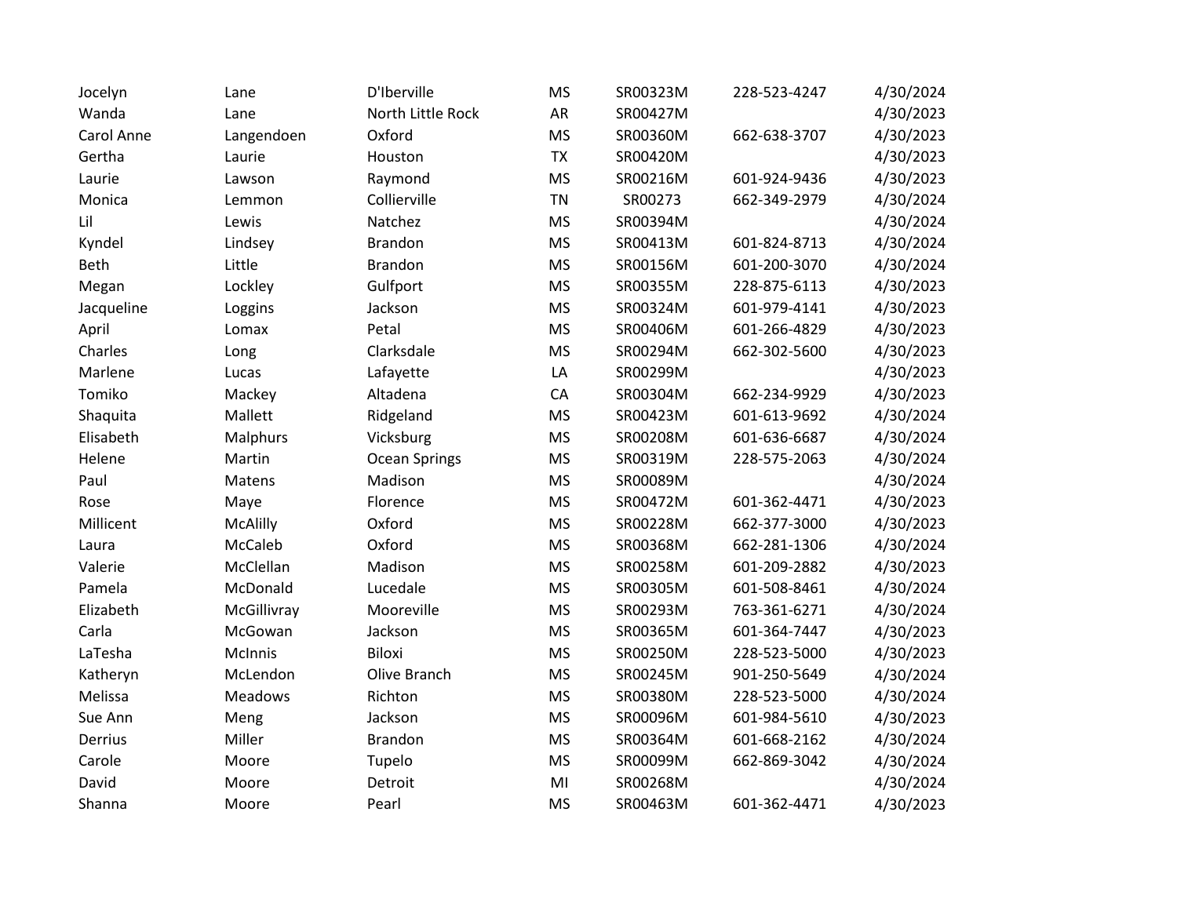| | | | | | | |
|---|---|---|---|---|---|---|
| Jocelyn | Lane | D'Iberville | MS | SR00323M | 228-523-4247 | 4/30/2024 |
| Wanda | Lane | North Little Rock | AR | SR00427M | | 4/30/2023 |
| Carol Anne | Langendoen | Oxford | MS | SR00360M | 662-638-3707 | 4/30/2023 |
| Gertha | Laurie | Houston | TX | SR00420M | | 4/30/2023 |
| Laurie | Lawson | Raymond | MS | SR00216M | 601-924-9436 | 4/30/2023 |
| Monica | Lemmon | Collierville | TN | SR00273 | 662-349-2979 | 4/30/2024 |
| Lil | Lewis | Natchez | MS | SR00394M | | 4/30/2024 |
| Kyndel | Lindsey | Brandon | MS | SR00413M | 601-824-8713 | 4/30/2024 |
| Beth | Little | Brandon | MS | SR00156M | 601-200-3070 | 4/30/2024 |
| Megan | Lockley | Gulfport | MS | SR00355M | 228-875-6113 | 4/30/2023 |
| Jacqueline | Loggins | Jackson | MS | SR00324M | 601-979-4141 | 4/30/2023 |
| April | Lomax | Petal | MS | SR00406M | 601-266-4829 | 4/30/2023 |
| Charles | Long | Clarksdale | MS | SR00294M | 662-302-5600 | 4/30/2023 |
| Marlene | Lucas | Lafayette | LA | SR00299M | | 4/30/2023 |
| Tomiko | Mackey | Altadena | CA | SR00304M | 662-234-9929 | 4/30/2023 |
| Shaquita | Mallett | Ridgeland | MS | SR00423M | 601-613-9692 | 4/30/2024 |
| Elisabeth | Malphurs | Vicksburg | MS | SR00208M | 601-636-6687 | 4/30/2024 |
| Helene | Martin | Ocean Springs | MS | SR00319M | 228-575-2063 | 4/30/2024 |
| Paul | Matens | Madison | MS | SR00089M | | 4/30/2024 |
| Rose | Maye | Florence | MS | SR00472M | 601-362-4471 | 4/30/2023 |
| Millicent | McAlilly | Oxford | MS | SR00228M | 662-377-3000 | 4/30/2023 |
| Laura | McCaleb | Oxford | MS | SR00368M | 662-281-1306 | 4/30/2024 |
| Valerie | McClellan | Madison | MS | SR00258M | 601-209-2882 | 4/30/2023 |
| Pamela | McDonald | Lucedale | MS | SR00305M | 601-508-8461 | 4/30/2024 |
| Elizabeth | McGillivray | Mooreville | MS | SR00293M | 763-361-6271 | 4/30/2024 |
| Carla | McGowan | Jackson | MS | SR00365M | 601-364-7447 | 4/30/2023 |
| LaTesha | McInnis | Biloxi | MS | SR00250M | 228-523-5000 | 4/30/2023 |
| Katheryn | McLendon | Olive Branch | MS | SR00245M | 901-250-5649 | 4/30/2024 |
| Melissa | Meadows | Richton | MS | SR00380M | 228-523-5000 | 4/30/2024 |
| Sue Ann | Meng | Jackson | MS | SR00096M | 601-984-5610 | 4/30/2023 |
| Derrius | Miller | Brandon | MS | SR00364M | 601-668-2162 | 4/30/2024 |
| Carole | Moore | Tupelo | MS | SR00099M | 662-869-3042 | 4/30/2024 |
| David | Moore | Detroit | MI | SR00268M | | 4/30/2024 |
| Shanna | Moore | Pearl | MS | SR00463M | 601-362-4471 | 4/30/2023 |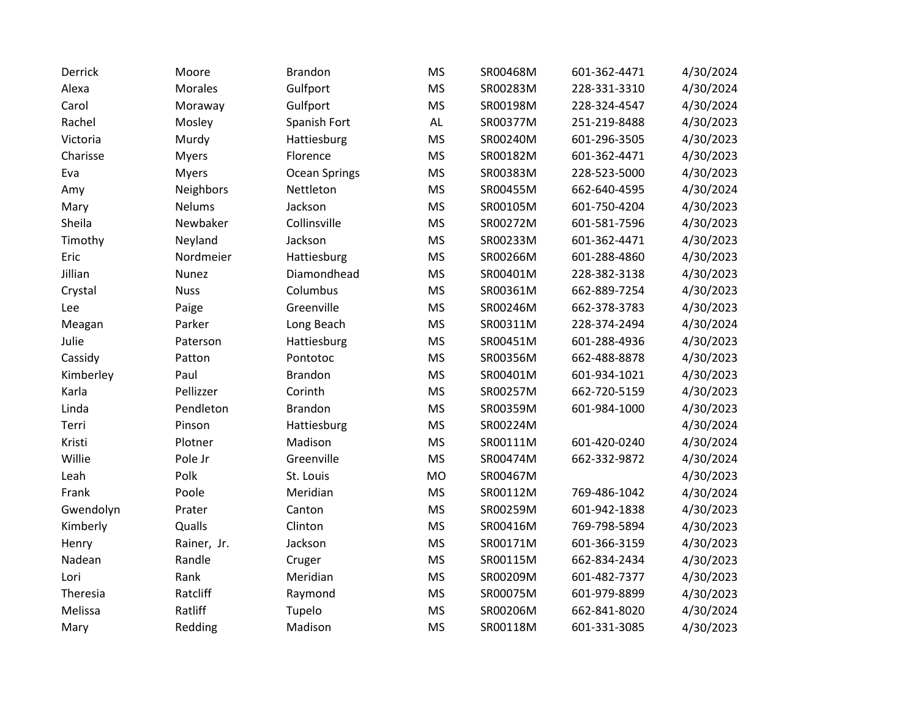| | | | | | | |
|---|---|---|---|---|---|---|
| Derrick | Moore | Brandon | MS | SR00468M | 601-362-4471 | 4/30/2024 |
| Alexa | Morales | Gulfport | MS | SR00283M | 228-331-3310 | 4/30/2024 |
| Carol | Moraway | Gulfport | MS | SR00198M | 228-324-4547 | 4/30/2024 |
| Rachel | Mosley | Spanish Fort | AL | SR00377M | 251-219-8488 | 4/30/2023 |
| Victoria | Murdy | Hattiesburg | MS | SR00240M | 601-296-3505 | 4/30/2023 |
| Charisse | Myers | Florence | MS | SR00182M | 601-362-4471 | 4/30/2023 |
| Eva | Myers | Ocean Springs | MS | SR00383M | 228-523-5000 | 4/30/2023 |
| Amy | Neighbors | Nettleton | MS | SR00455M | 662-640-4595 | 4/30/2024 |
| Mary | Nelums | Jackson | MS | SR00105M | 601-750-4204 | 4/30/2023 |
| Sheila | Newbaker | Collinsville | MS | SR00272M | 601-581-7596 | 4/30/2023 |
| Timothy | Neyland | Jackson | MS | SR00233M | 601-362-4471 | 4/30/2023 |
| Eric | Nordmeier | Hattiesburg | MS | SR00266M | 601-288-4860 | 4/30/2023 |
| Jillian | Nunez | Diamondhead | MS | SR00401M | 228-382-3138 | 4/30/2023 |
| Crystal | Nuss | Columbus | MS | SR00361M | 662-889-7254 | 4/30/2023 |
| Lee | Paige | Greenville | MS | SR00246M | 662-378-3783 | 4/30/2023 |
| Meagan | Parker | Long Beach | MS | SR00311M | 228-374-2494 | 4/30/2024 |
| Julie | Paterson | Hattiesburg | MS | SR00451M | 601-288-4936 | 4/30/2023 |
| Cassidy | Patton | Pontotoc | MS | SR00356M | 662-488-8878 | 4/30/2023 |
| Kimberley | Paul | Brandon | MS | SR00401M | 601-934-1021 | 4/30/2023 |
| Karla | Pellizzer | Corinth | MS | SR00257M | 662-720-5159 | 4/30/2023 |
| Linda | Pendleton | Brandon | MS | SR00359M | 601-984-1000 | 4/30/2023 |
| Terri | Pinson | Hattiesburg | MS | SR00224M | | 4/30/2024 |
| Kristi | Plotner | Madison | MS | SR00111M | 601-420-0240 | 4/30/2024 |
| Willie | Pole Jr | Greenville | MS | SR00474M | 662-332-9872 | 4/30/2024 |
| Leah | Polk | St. Louis | MO | SR00467M | | 4/30/2023 |
| Frank | Poole | Meridian | MS | SR00112M | 769-486-1042 | 4/30/2024 |
| Gwendolyn | Prater | Canton | MS | SR00259M | 601-942-1838 | 4/30/2023 |
| Kimberly | Qualls | Clinton | MS | SR00416M | 769-798-5894 | 4/30/2023 |
| Henry | Rainer, Jr. | Jackson | MS | SR00171M | 601-366-3159 | 4/30/2023 |
| Nadean | Randle | Cruger | MS | SR00115M | 662-834-2434 | 4/30/2023 |
| Lori | Rank | Meridian | MS | SR00209M | 601-482-7377 | 4/30/2023 |
| Theresia | Ratcliff | Raymond | MS | SR00075M | 601-979-8899 | 4/30/2023 |
| Melissa | Ratliff | Tupelo | MS | SR00206M | 662-841-8020 | 4/30/2024 |
| Mary | Redding | Madison | MS | SR00118M | 601-331-3085 | 4/30/2023 |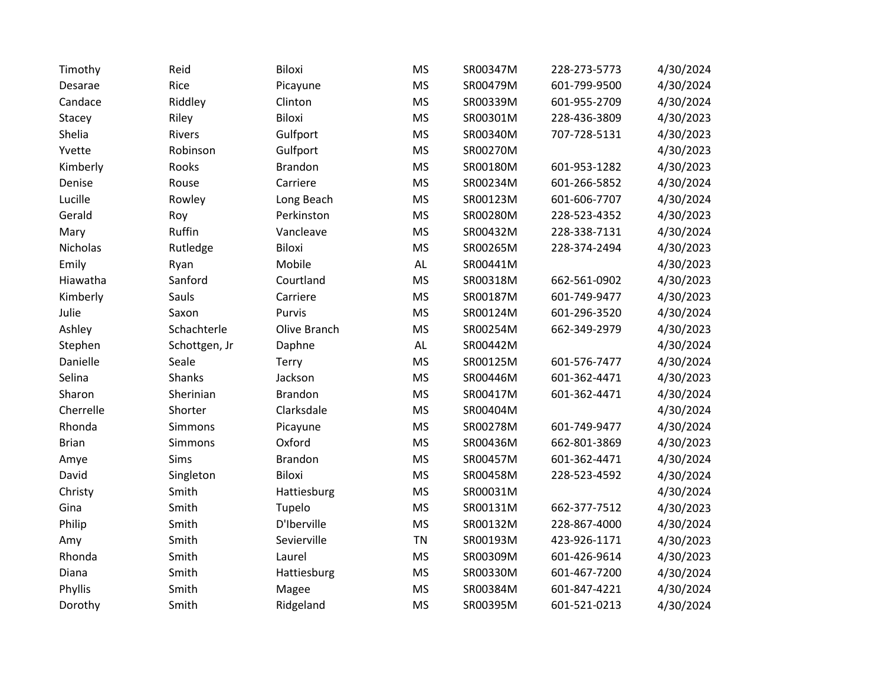| | | | | | | |
|---|---|---|---|---|---|---|
| Timothy | Reid | Biloxi | MS | SR00347M | 228-273-5773 | 4/30/2024 |
| Desarae | Rice | Picayune | MS | SR00479M | 601-799-9500 | 4/30/2024 |
| Candace | Riddley | Clinton | MS | SR00339M | 601-955-2709 | 4/30/2024 |
| Stacey | Riley | Biloxi | MS | SR00301M | 228-436-3809 | 4/30/2023 |
| Shelia | Rivers | Gulfport | MS | SR00340M | 707-728-5131 | 4/30/2023 |
| Yvette | Robinson | Gulfport | MS | SR00270M | | 4/30/2023 |
| Kimberly | Rooks | Brandon | MS | SR00180M | 601-953-1282 | 4/30/2023 |
| Denise | Rouse | Carriere | MS | SR00234M | 601-266-5852 | 4/30/2024 |
| Lucille | Rowley | Long Beach | MS | SR00123M | 601-606-7707 | 4/30/2024 |
| Gerald | Roy | Perkinston | MS | SR00280M | 228-523-4352 | 4/30/2023 |
| Mary | Ruffin | Vancleave | MS | SR00432M | 228-338-7131 | 4/30/2024 |
| Nicholas | Rutledge | Biloxi | MS | SR00265M | 228-374-2494 | 4/30/2023 |
| Emily | Ryan | Mobile | AL | SR00441M | | 4/30/2023 |
| Hiawatha | Sanford | Courtland | MS | SR00318M | 662-561-0902 | 4/30/2023 |
| Kimberly | Sauls | Carriere | MS | SR00187M | 601-749-9477 | 4/30/2023 |
| Julie | Saxon | Purvis | MS | SR00124M | 601-296-3520 | 4/30/2024 |
| Ashley | Schachterle | Olive Branch | MS | SR00254M | 662-349-2979 | 4/30/2023 |
| Stephen | Schottgen, Jr | Daphne | AL | SR00442M | | 4/30/2024 |
| Danielle | Seale | Terry | MS | SR00125M | 601-576-7477 | 4/30/2024 |
| Selina | Shanks | Jackson | MS | SR00446M | 601-362-4471 | 4/30/2023 |
| Sharon | Sherinian | Brandon | MS | SR00417M | 601-362-4471 | 4/30/2024 |
| Cherrelle | Shorter | Clarksdale | MS | SR00404M | | 4/30/2024 |
| Rhonda | Simmons | Picayune | MS | SR00278M | 601-749-9477 | 4/30/2024 |
| Brian | Simmons | Oxford | MS | SR00436M | 662-801-3869 | 4/30/2023 |
| Amye | Sims | Brandon | MS | SR00457M | 601-362-4471 | 4/30/2024 |
| David | Singleton | Biloxi | MS | SR00458M | 228-523-4592 | 4/30/2024 |
| Christy | Smith | Hattiesburg | MS | SR00031M | | 4/30/2024 |
| Gina | Smith | Tupelo | MS | SR00131M | 662-377-7512 | 4/30/2023 |
| Philip | Smith | D'Iberville | MS | SR00132M | 228-867-4000 | 4/30/2024 |
| Amy | Smith | Sevierville | TN | SR00193M | 423-926-1171 | 4/30/2023 |
| Rhonda | Smith | Laurel | MS | SR00309M | 601-426-9614 | 4/30/2023 |
| Diana | Smith | Hattiesburg | MS | SR00330M | 601-467-7200 | 4/30/2024 |
| Phyllis | Smith | Magee | MS | SR00384M | 601-847-4221 | 4/30/2024 |
| Dorothy | Smith | Ridgeland | MS | SR00395M | 601-521-0213 | 4/30/2024 |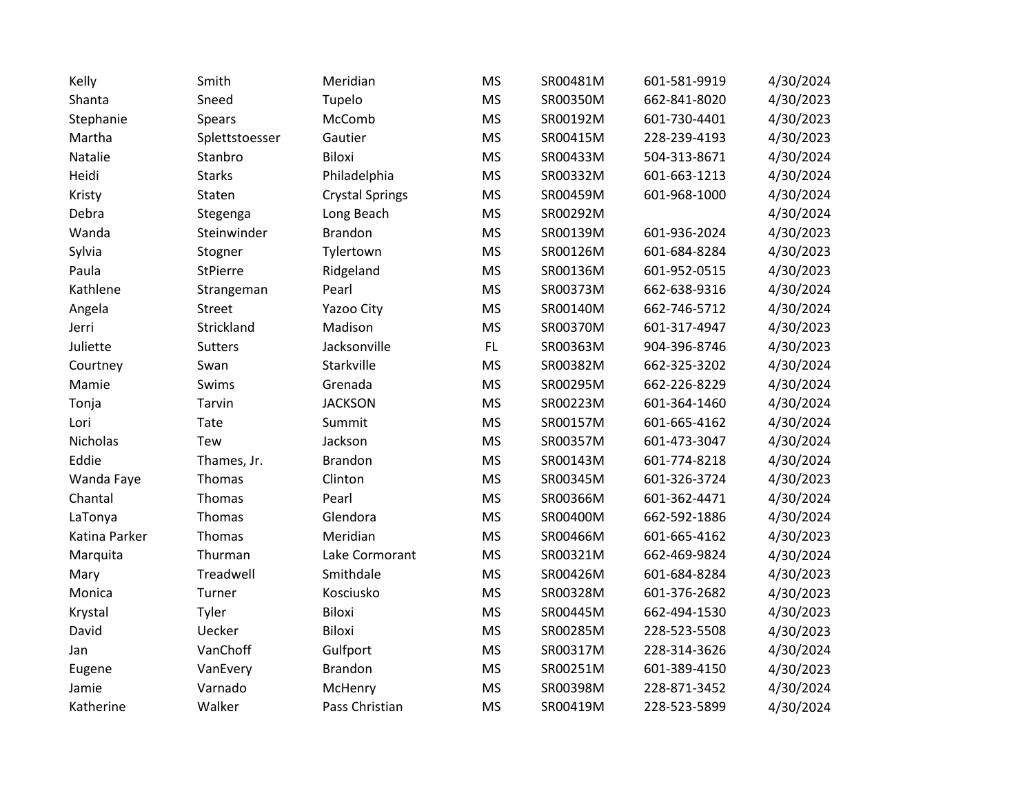| | | | | | | |
|---|---|---|---|---|---|---|
| Kelly | Smith | Meridian | MS | SR00481M | 601-581-9919 | 4/30/2024 |
| Shanta | Sneed | Tupelo | MS | SR00350M | 662-841-8020 | 4/30/2023 |
| Stephanie | Spears | McComb | MS | SR00192M | 601-730-4401 | 4/30/2023 |
| Martha | Splettstoesser | Gautier | MS | SR00415M | 228-239-4193 | 4/30/2023 |
| Natalie | Stanbro | Biloxi | MS | SR00433M | 504-313-8671 | 4/30/2024 |
| Heidi | Starks | Philadelphia | MS | SR00332M | 601-663-1213 | 4/30/2024 |
| Kristy | Staten | Crystal Springs | MS | SR00459M | 601-968-1000 | 4/30/2024 |
| Debra | Stegenga | Long Beach | MS | SR00292M | | 4/30/2024 |
| Wanda | Steinwinder | Brandon | MS | SR00139M | 601-936-2024 | 4/30/2023 |
| Sylvia | Stogner | Tylertown | MS | SR00126M | 601-684-8284 | 4/30/2023 |
| Paula | StPierre | Ridgeland | MS | SR00136M | 601-952-0515 | 4/30/2023 |
| Kathlene | Strangeman | Pearl | MS | SR00373M | 662-638-9316 | 4/30/2024 |
| Angela | Street | Yazoo City | MS | SR00140M | 662-746-5712 | 4/30/2024 |
| Jerri | Strickland | Madison | MS | SR00370M | 601-317-4947 | 4/30/2023 |
| Juliette | Sutters | Jacksonville | FL | SR00363M | 904-396-8746 | 4/30/2023 |
| Courtney | Swan | Starkville | MS | SR00382M | 662-325-3202 | 4/30/2024 |
| Mamie | Swims | Grenada | MS | SR00295M | 662-226-8229 | 4/30/2024 |
| Tonja | Tarvin | JACKSON | MS | SR00223M | 601-364-1460 | 4/30/2024 |
| Lori | Tate | Summit | MS | SR00157M | 601-665-4162 | 4/30/2024 |
| Nicholas | Tew | Jackson | MS | SR00357M | 601-473-3047 | 4/30/2024 |
| Eddie | Thames, Jr. | Brandon | MS | SR00143M | 601-774-8218 | 4/30/2024 |
| Wanda Faye | Thomas | Clinton | MS | SR00345M | 601-326-3724 | 4/30/2023 |
| Chantal | Thomas | Pearl | MS | SR00366M | 601-362-4471 | 4/30/2024 |
| LaTonya | Thomas | Glendora | MS | SR00400M | 662-592-1886 | 4/30/2024 |
| Katina Parker | Thomas | Meridian | MS | SR00466M | 601-665-4162 | 4/30/2023 |
| Marquita | Thurman | Lake Cormorant | MS | SR00321M | 662-469-9824 | 4/30/2024 |
| Mary | Treadwell | Smithdale | MS | SR00426M | 601-684-8284 | 4/30/2023 |
| Monica | Turner | Kosciusko | MS | SR00328M | 601-376-2682 | 4/30/2023 |
| Krystal | Tyler | Biloxi | MS | SR00445M | 662-494-1530 | 4/30/2023 |
| David | Uecker | Biloxi | MS | SR00285M | 228-523-5508 | 4/30/2023 |
| Jan | VanChoff | Gulfport | MS | SR00317M | 228-314-3626 | 4/30/2024 |
| Eugene | VanEvery | Brandon | MS | SR00251M | 601-389-4150 | 4/30/2023 |
| Jamie | Varnado | McHenry | MS | SR00398M | 228-871-3452 | 4/30/2024 |
| Katherine | Walker | Pass Christian | MS | SR00419M | 228-523-5899 | 4/30/2024 |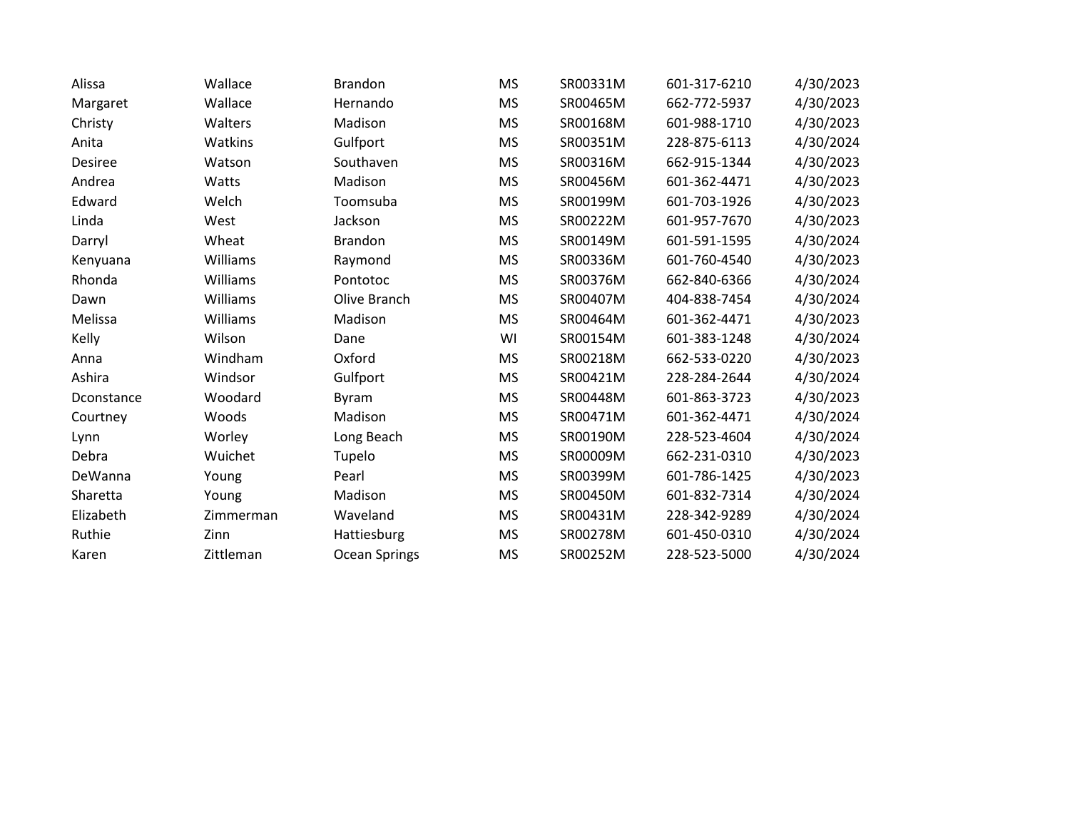| | | | | | | |
|---|---|---|---|---|---|---|
| Alissa | Wallace | Brandon | MS | SR00331M | 601-317-6210 | 4/30/2023 |
| Margaret | Wallace | Hernando | MS | SR00465M | 662-772-5937 | 4/30/2023 |
| Christy | Walters | Madison | MS | SR00168M | 601-988-1710 | 4/30/2023 |
| Anita | Watkins | Gulfport | MS | SR00351M | 228-875-6113 | 4/30/2024 |
| Desiree | Watson | Southaven | MS | SR00316M | 662-915-1344 | 4/30/2023 |
| Andrea | Watts | Madison | MS | SR00456M | 601-362-4471 | 4/30/2023 |
| Edward | Welch | Toomsuba | MS | SR00199M | 601-703-1926 | 4/30/2023 |
| Linda | West | Jackson | MS | SR00222M | 601-957-7670 | 4/30/2023 |
| Darryl | Wheat | Brandon | MS | SR00149M | 601-591-1595 | 4/30/2024 |
| Kenyuana | Williams | Raymond | MS | SR00336M | 601-760-4540 | 4/30/2023 |
| Rhonda | Williams | Pontotoc | MS | SR00376M | 662-840-6366 | 4/30/2024 |
| Dawn | Williams | Olive Branch | MS | SR00407M | 404-838-7454 | 4/30/2024 |
| Melissa | Williams | Madison | MS | SR00464M | 601-362-4471 | 4/30/2023 |
| Kelly | Wilson | Dane | WI | SR00154M | 601-383-1248 | 4/30/2024 |
| Anna | Windham | Oxford | MS | SR00218M | 662-533-0220 | 4/30/2023 |
| Ashira | Windsor | Gulfport | MS | SR00421M | 228-284-2644 | 4/30/2024 |
| Dconstance | Woodard | Byram | MS | SR00448M | 601-863-3723 | 4/30/2023 |
| Courtney | Woods | Madison | MS | SR00471M | 601-362-4471 | 4/30/2024 |
| Lynn | Worley | Long Beach | MS | SR00190M | 228-523-4604 | 4/30/2024 |
| Debra | Wuichet | Tupelo | MS | SR00009M | 662-231-0310 | 4/30/2023 |
| DeWanna | Young | Pearl | MS | SR00399M | 601-786-1425 | 4/30/2023 |
| Sharetta | Young | Madison | MS | SR00450M | 601-832-7314 | 4/30/2024 |
| Elizabeth | Zimmerman | Waveland | MS | SR00431M | 228-342-9289 | 4/30/2024 |
| Ruthie | Zinn | Hattiesburg | MS | SR00278M | 601-450-0310 | 4/30/2024 |
| Karen | Zittleman | Ocean Springs | MS | SR00252M | 228-523-5000 | 4/30/2024 |